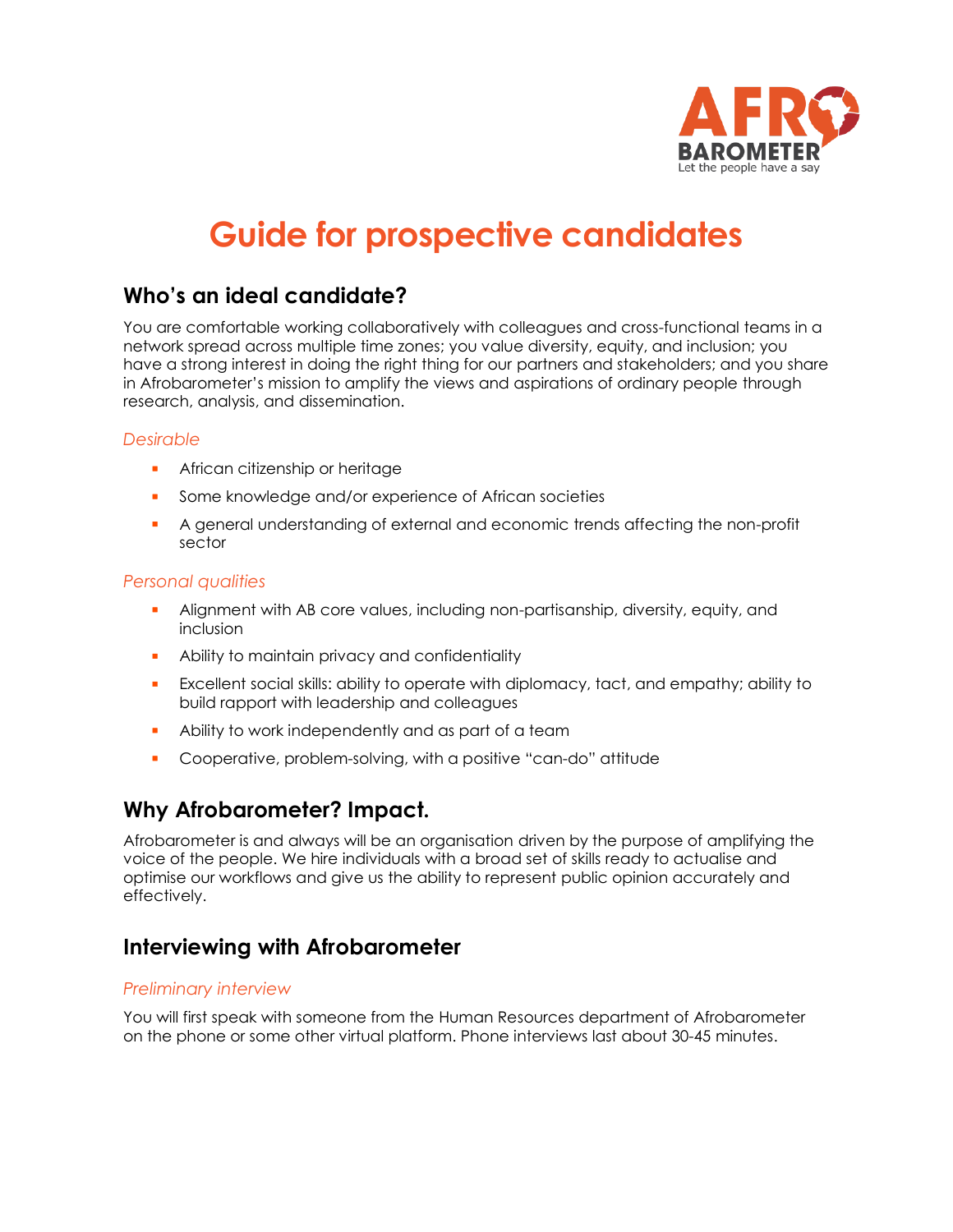# Guide for prospective candidates

## Who's an ideal candidate?

You are comfortable working collaboratively with colleagues and cross-functional teams in a network spread across multiple time zones; you value diversity, equity, and inclusion; you have a strong interest in doing the right thing for our partners and stakeholders; and you share in Afrobarometer's mission to amplify the views and aspirations of ordinary people through research, analysis, and dissemination.

### *Desirable*

- African citizenship or heritage
- Some knowledge and/or experience of African societies
- A general understanding of external and economic trends affecting the non-profit sector

### *Personal qualities*

- Alignment with AB core values, including non-partisanship, diversity, equity, and inclusion
- Ability to maintain privacy and confidentiality
- Excellent social skills: ability to operate with diplomacy, tact, and empathy; ability to build rapport with leadership and colleagues
- Ability to work independently and as part of a team
- Cooperative, problem-solving, with a positive "can-do" attitude

## Why Afrobarometer? Impact.

Afrobarometer is and always will be an organisation driven by the purpose of amplifying the voice of the people. We hire individuals with a broad set of skills ready to actualise and optimise our workflows and give us the ability to represent public opinion accurately and effectively.

## Interviewing with Afrobarometer

### *Preliminary interview*

You will first speak with someone from the Human Resources department of Afrobarometer on the phone or some other virtual platform. Phone interviews last about 30-45 minutes.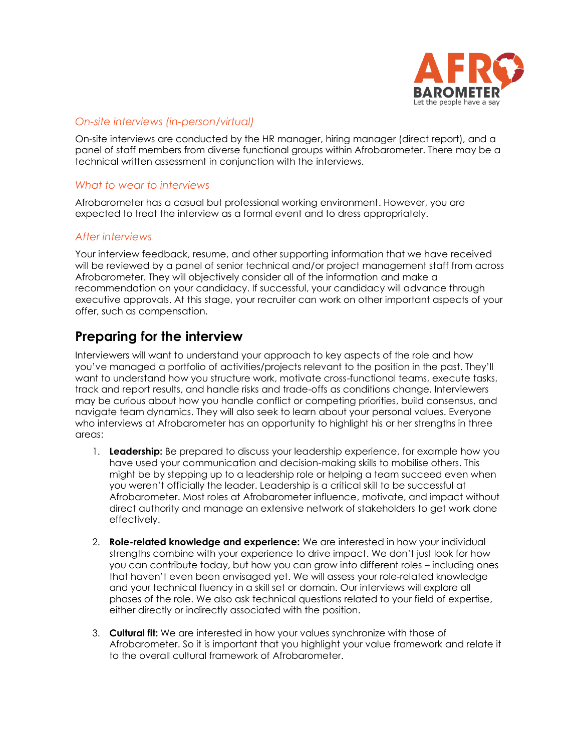### *On-site interviews (in-person/virtual)*

On-site interviews are conducted by the HR manager, hiring manager (direct report), and a panel of staff members from diverse functional groups within Afrobarometer. There may be a technical written assessment in conjunction with the interviews.

### *What to wear to interviews*

Afrobarometer has a casual but professional working environment. However, you are expected to treat the interview as a formal event and to dress appropriately.

### *After interviews*

Your interview feedback, resume, and other supporting information that we have received will be reviewed by a panel of senior technical and/or project management staff from across Afrobarometer. They will objectively consider all of the information and make a recommendation on your candidacy. If successful, your candidacy will advance through executive approvals. At this stage, your recruiter can work on other important aspects of your offer, such as compensation.

## Preparing for the interview

Interviewers will want to understand your approach to key aspects of the role and how you've managed a portfolio of activities/projects relevant to the position in the past. They'll want to understand how you structure work, motivate cross-functional teams, execute tasks, track and report results, and handle risks and trade-offs as conditions change. Interviewers may be curious about how you handle conflict or competing priorities, build consensus, and navigate team dynamics. They will also seek to learn about your personal values. Everyone who interviews at Afrobarometer has an opportunity to highlight his or her strengths in three areas:

1. **Leadership:** Be prepared to discuss your leadership experience, for example how you have used your communication and decision-making skills to mobilise others. This might be by stepping up to a leadership role or helping a team succeed even when you weren't officially the leader. Leadership is a critical skill to be successful at Afrobarometer. Most roles at Afrobarometer influence, motivate, and impact without direct authority and manage an extensive network of stakeholders to get work done effectively.

2. **Role-related knowledge and experience:** We are interested in how your individual strengths combine with your experience to drive impact. We don't just look for how you can contribute today, but how you can grow into different roles – including ones that haven't even been envisaged yet. We will assess your role-related knowledge and your technical fluency in a skill set or domain. Our interviews will explore all phases of the role. We also ask technical questions related to your field of expertise, either directly or indirectly associated with the position.

3. **Cultural fit:** We are interested in how your values synchronize with those of Afrobarometer. So it is important that you highlight your value framework and relate it to the overall cultural framework of Afrobarometer.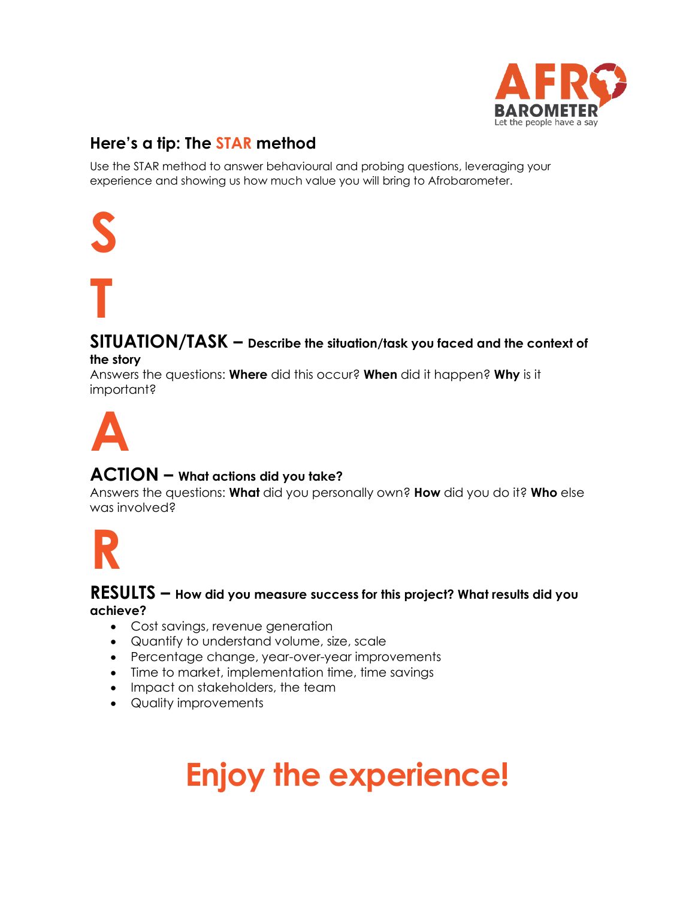AFRO BAROMETER
Let the people have a say

## Here's a tip: The STAR method

Use the STAR method to answer behavioural and probing questions, leveraging your experience and showing us how much value you will bring to Afrobarometer.

# S

# T

### SITUATION/TASK – Describe the situation/task you faced and the context of the story

Answers the questions: **Where** did this occur? **When** did it happen? **Why** is it important?

# A

### ACTION – What actions did you take?

Answers the questions: **What** did you personally own? **How** did you do it? **Who** else was involved?

# R

### RESULTS – How did you measure success for this project? What results did you achieve?

- Cost savings, revenue generation
- Quantify to understand volume, size, scale
- Percentage change, year-over-year improvements
- Time to market, implementation time, time savings
- Impact on stakeholders, the team
- Quality improvements

# Enjoy the experience!